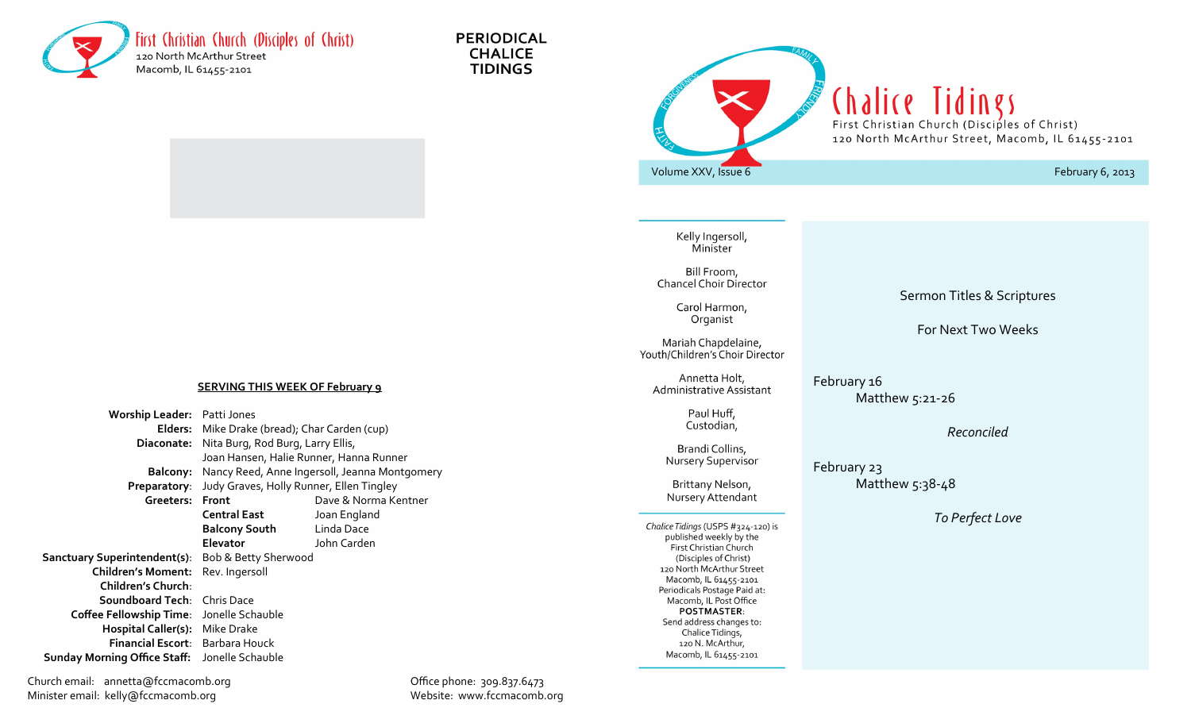First Christian Church (Disciples of Christ)
120 North McArthur Street
Macomb, IL 61455-2101

**PERIODICAL CHALICE TIDINGS**

## SERVING THIS WEEK OF February 9

| | | |
|---|---|---|
| **Worship Leader:** | Patti Jones | |
| **Elders:** | Mike Drake (bread); Char Carden (cup) | |
| **Diaconate:** | Nita Burg, Rod Burg, Larry Ellis, Joan Hansen, Halie Runner, Hanna Runner | |
| **Balcony:** | Nancy Reed, Anne Ingersoll, Jeanna Montgomery | |
| **Preparatory:** | Judy Graves, Holly Runner, Ellen Tingley | |
| **Greeters:** | **Front** | Dave & Norma Kentner |
| | **Central East** | Joan England |
| | **Balcony South** | Linda Dace |
| | **Elevator** | John Carden |
| **Sanctuary Superintendent(s):** | Bob & Betty Sherwood | |
| **Children's Moment:** | Rev. Ingersoll | |
| **Children's Church:** | | |
| **Soundboard Tech:** | Chris Dace | |
| **Coffee Fellowship Time:** | Jonelle Schauble | |
| **Hospital Caller(s):** | Mike Drake | |
| **Financial Escort:** | Barbara Houck | |
| **Sunday Morning Office Staff:** | Jonelle Schauble | |

Church email: annetta@fccmacomb.org
Minister email: kelly@fccmacomb.org

Office phone: 309.837.6473
Website: www.fccmacomb.org

# Chalice Tidings

First Christian Church (Disciples of Christ)
120 North McArthur Street, Macomb, IL 61455-2101

Volume XXV, Issue 6 — February 6, 2013

Kelly Ingersoll,
Minister

Bill Froom,
Chancel Choir Director

Carol Harmon,
Organist

Mariah Chapdelaine,
Youth/Children's Choir Director

Annetta Holt,
Administrative Assistant

Paul Huff,
Custodian,

Brandi Collins,
Nursery Supervisor

Brittany Nelson,
Nursery Attendant

*Chalice Tidings* (USPS #324-120) is published weekly by the First Christian Church (Disciples of Christ) 120 North McArthur Street Macomb, IL 61455-2101 Periodicals Postage Paid at: Macomb, IL Post Office
**POSTMASTER:**
Send address changes to: Chalice Tidings, 120 N. McArthur, Macomb, IL 61455-2101

## Sermon Titles & Scriptures

## For Next Two Weeks

February 16
Matthew 5:21-26

*Reconciled*

February 23
Matthew 5:38-48

*To Perfect Love*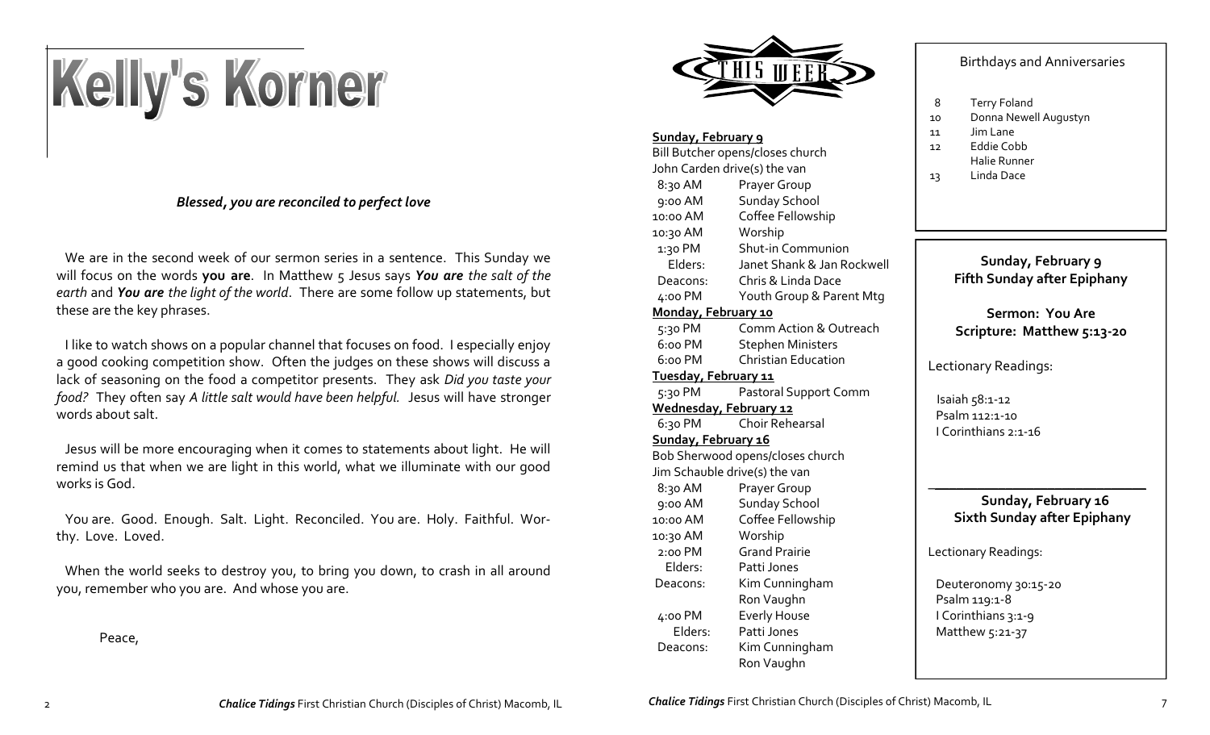# Kelly's Korner

***Blessed, you are reconciled to perfect love***

We are in the second week of our sermon series in a sentence. This Sunday we will focus on the words **you are**. In Matthew 5 Jesus says ***You are*** *the salt of the earth* and ***You are*** *the light of the world*. There are some follow up statements, but these are the key phrases.

I like to watch shows on a popular channel that focuses on food. I especially enjoy a good cooking competition show. Often the judges on these shows will discuss a lack of seasoning on the food a competitor presents. They ask *Did you taste your food?* They often say *A little salt would have been helpful.* Jesus will have stronger words about salt.

Jesus will be more encouraging when it comes to statements about light. He will remind us that when we are light in this world, what we illuminate with our good works is God.

You are. Good. Enough. Salt. Light. Reconciled. You are. Holy. Faithful. Worthy. Love. Loved.

When the world seeks to destroy you, to bring you down, to crash in all around you, remember who you are. And whose you are.

Peace,

## THIS WEEK

**Sunday, February 9**

Bill Butcher opens/closes church
John Carden drive(s) the van

| | |
|---|---|
| 8:30 AM | Prayer Group |
| 9:00 AM | Sunday School |
| 10:00 AM | Coffee Fellowship |
| 10:30 AM | Worship |
| 1:30 PM | Shut-in Communion |
| Elders: | Janet Shank & Jan Rockwell |
| Deacons: | Chris & Linda Dace |
| 4:00 PM | Youth Group & Parent Mtg |

**Monday, February 10**

| | |
|---|---|
| 5:30 PM | Comm Action & Outreach |
| 6:00 PM | Stephen Ministers |
| 6:00 PM | Christian Education |

**Tuesday, February 11**

| | |
|---|---|
| 5:30 PM | Pastoral Support Comm |

**Wednesday, February 12**

| | |
|---|---|
| 6:30 PM | Choir Rehearsal |

**Sunday, February 16**

Bob Sherwood opens/closes church
Jim Schauble drive(s) the van

| | |
|---|---|
| 8:30 AM | Prayer Group |
| 9:00 AM | Sunday School |
| 10:00 AM | Coffee Fellowship |
| 10:30 AM | Worship |
| 2:00 PM | Grand Prairie |
| Elders: | Patti Jones |
| Deacons: | Kim Cunningham, Ron Vaughn |
| 4:00 PM | Everly House |
| Elders: | Patti Jones |
| Deacons: | Kim Cunningham, Ron Vaughn |

## Birthdays and Anniversaries

| | |
|---|---|
| 8 | Terry Foland |
| 10 | Donna Newell Augustyn |
| 11 | Jim Lane |
| 12 | Eddie Cobb |
| | Halie Runner |
| 13 | Linda Dace |

**Sunday, February 9**
**Fifth Sunday after Epiphany**

**Sermon: You Are**
**Scripture: Matthew 5:13-20**

Lectionary Readings:

Isaiah 58:1-12
Psalm 112:1-10
I Corinthians 2:1-16

**Sunday, February 16**
**Sixth Sunday after Epiphany**

Lectionary Readings:

Deuteronomy 30:15-20
Psalm 119:1-8
I Corinthians 3:1-9
Matthew 5:21-37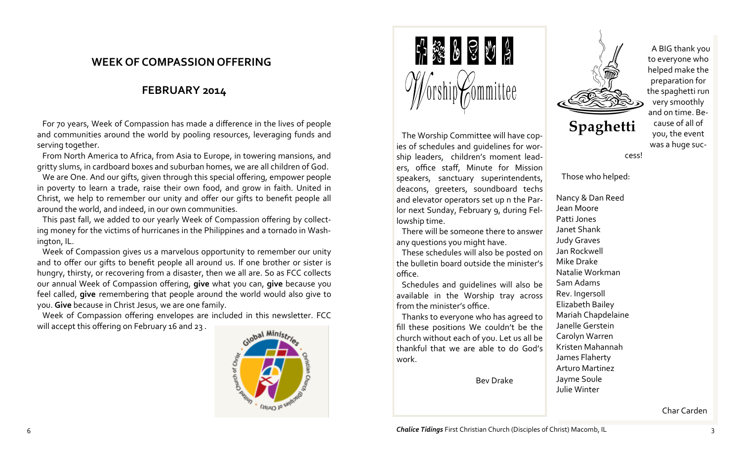## WEEK OF COMPASSION OFFERING

## FEBRUARY 2014

For 70 years, Week of Compassion has made a difference in the lives of people and communities around the world by pooling resources, leveraging funds and serving together.

From North America to Africa, from Asia to Europe, in towering mansions, and gritty slums, in cardboard boxes and suburban homes, we are all children of God.

We are One. And our gifts, given through this special offering, empower people in poverty to learn a trade, raise their own food, and grow in faith. United in Christ, we help to remember our unity and offer our gifts to benefit people all around the world, and indeed, in our own communities.

This past fall, we added to our yearly Week of Compassion offering by collecting money for the victims of hurricanes in the Philippines and a tornado in Washington, IL.

Week of Compassion gives us a marvelous opportunity to remember our unity and to offer our gifts to benefit people all around us. If one brother or sister is hungry, thirsty, or recovering from a disaster, then we all are. So as FCC collects our annual Week of Compassion offering, **give** what you can, **give** because you feel called, **give** remembering that people around the world would also give to you. **Give** because in Christ Jesus, we are one family.

Week of Compassion offering envelopes are included in this newsletter. FCC will accept this offering on February 16 and 23 .

## Worship Committee

The Worship Committee will have copies of schedules and guidelines for worship leaders, children's moment leaders, office staff, Minute for Mission speakers, sanctuary superintendents, deacons, greeters, soundboard techs and elevator operators set up n the Parlor next Sunday, February 9, during Fellowship time.

There will be someone there to answer any questions you might have.

These schedules will also be posted on the bulletin board outside the minister's office.

Schedules and guidelines will also be available in the Worship tray across from the minister's office.

Thanks to everyone who has agreed to fill these positions We couldn't be the church without each of you. Let us all be thankful that we are able to do God's work.

Bev Drake

## Spaghetti

A BIG thank you to everyone who helped make the preparation for the spaghetti run very smoothly and on time. Because of all of you, the event was a huge success!

Those who helped:

Nancy & Dan Reed
Jean Moore
Patti Jones
Janet Shank
Judy Graves
Jan Rockwell
Mike Drake
Natalie Workman
Sam Adams
Rev. Ingersoll
Elizabeth Bailey
Mariah Chapdelaine
Janelle Gerstein
Carolyn Warren
Kristen Mahannah
James Flaherty
Arturo Martinez
Jayme Soule
Julie Winter

Char Carden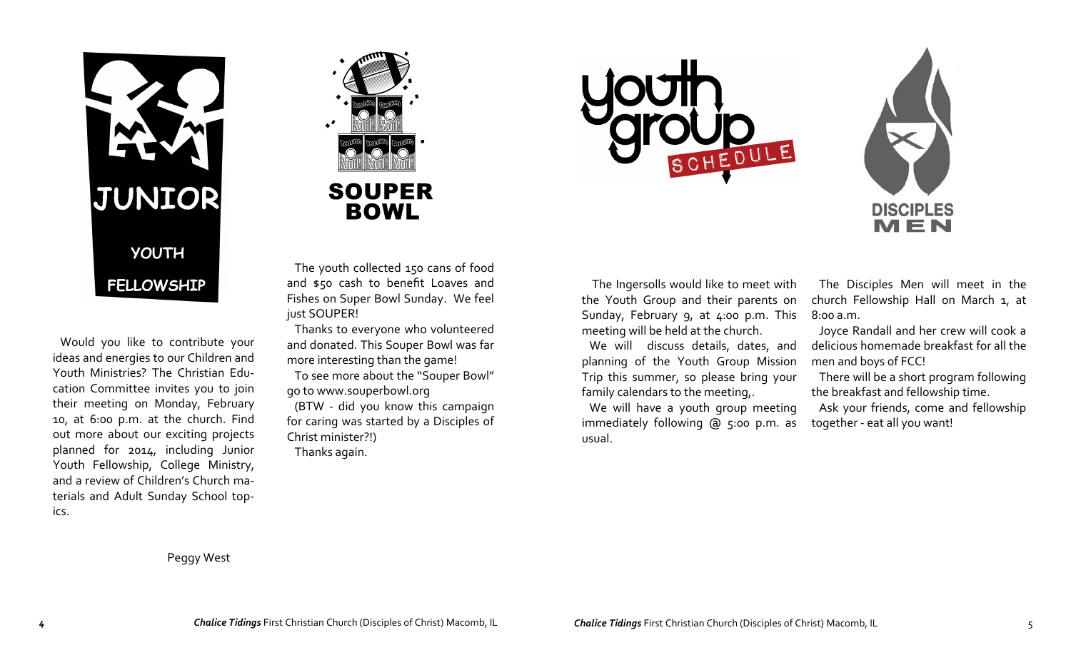# JUNIOR YOUTH FELLOWSHIP

Would you like to contribute your ideas and energies to our Children and Youth Ministries? The Christian Education Committee invites you to join their meeting on Monday, February 10, at 6:00 p.m. at the church. Find out more about our exciting projects planned for 2014, including Junior Youth Fellowship, College Ministry, and a review of Children's Church materials and Adult Sunday School topics.

Peggy West

# SOUPER BOWL

The youth collected 150 cans of food and $50 cash to benefit Loaves and Fishes on Super Bowl Sunday. We feel just SOUPER!

Thanks to everyone who volunteered and donated. This Souper Bowl was far more interesting than the game!

To see more about the "Souper Bowl" go to www.souperbowl.org

(BTW - did you know this campaign for caring was started by a Disciples of Christ minister?!)

Thanks again.

# youth group SCHEDULE

The Ingersolls would like to meet with the Youth Group and their parents on Sunday, February 9, at 4:00 p.m. This meeting will be held at the church.

We will discuss details, dates, and planning of the Youth Group Mission Trip this summer, so please bring your family calendars to the meeting,.

We will have a youth group meeting immediately following @ 5:00 p.m. as usual.

# DISCIPLES MEN

The Disciples Men will meet in the church Fellowship Hall on March 1, at 8:00 a.m.

Joyce Randall and her crew will cook a delicious homemade breakfast for all the men and boys of FCC!

There will be a short program following the breakfast and fellowship time.

Ask your friends, come and fellowship together - eat all you want!